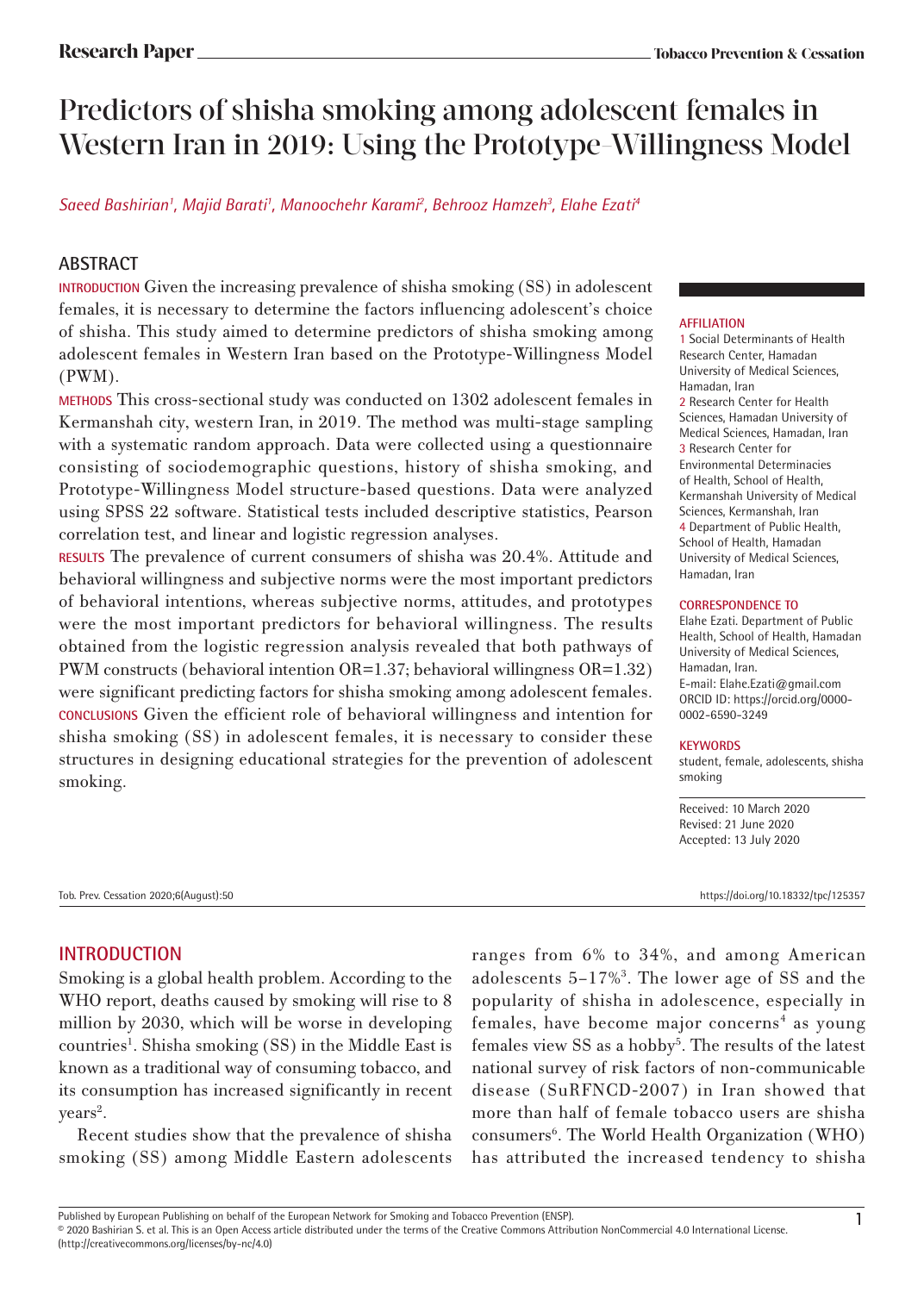# Predictors of shisha smoking among adolescent females in Western Iran in 2019: Using the Prototype-Willingness Model

*Saeed Bashirian[1], Majid Barati[1], Manoochehr Karami[2], Behrooz Hamzeh[3], Elahe Ezati[4]*

## ABSTRACT

**INTRODUCTION** Given the increasing prevalence of shisha smoking (SS) in adolescent females, it is necessary to determine the factors influencing adolescent's choice of shisha. This study aimed to determine predictors of shisha smoking among adolescent females in Western Iran based on the Prototype-Willingness Model (PWM).

**METHODS** This cross-sectional study was conducted on 1302 adolescent females in Kermanshah city, western Iran, in 2019. The method was multi-stage sampling with a systematic random approach. Data were collected using a questionnaire consisting of sociodemographic questions, history of shisha smoking, and Prototype-Willingness Model structure-based questions. Data were analyzed using SPSS 22 software. Statistical tests included descriptive statistics, Pearson correlation test, and linear and logistic regression analyses.

**RESULTS** The prevalence of current consumers of shisha was 20.4%. Attitude and behavioral willingness and subjective norms were the most important predictors of behavioral intentions, whereas subjective norms, attitudes, and prototypes were the most important predictors for behavioral willingness. The results obtained from the logistic regression analysis revealed that both pathways of PWM constructs (behavioral intention OR=1.37; behavioral willingness OR=1.32) were significant predicting factors for shisha smoking among adolescent females.

**CONCLUSIONS** Given the efficient role of behavioral willingness and intention for shisha smoking (SS) in adolescent females, it is necessary to consider these structures in designing educational strategies for the prevention of adolescent smoking.

**AFFILIATION**
1 Social Determinants of Health Research Center, Hamadan University of Medical Sciences, Hamadan, Iran
2 Research Center for Health Sciences, Hamadan University of Medical Sciences, Hamadan, Iran
3 Research Center for Environmental Determinacies of Health, School of Health, Kermanshah University of Medical Sciences, Kermanshah, Iran
4 Department of Public Health, School of Health, Hamadan University of Medical Sciences, Hamadan, Iran

**CORRESPONDENCE TO**
Elahe Ezati. Department of Public Health, School of Health, Hamadan University of Medical Sciences, Hamadan, Iran.
E-mail: Elahe.Ezati@gmail.com
ORCID ID: https://orcid.org/0000-0002-6590-3249

**KEYWORDS**
student, female, adolescents, shisha smoking

Received: 10 March 2020
Revised: 21 June 2020
Accepted: 13 July 2020

Tob. Prev. Cessation 2020;6(August):50 https://doi.org/10.18332/tpc/125357

## INTRODUCTION

Smoking is a global health problem. According to the WHO report, deaths caused by smoking will rise to 8 million by 2030, which will be worse in developing countries[1]. Shisha smoking (SS) in the Middle East is known as a traditional way of consuming tobacco, and its consumption has increased significantly in recent years[2].

Recent studies show that the prevalence of shisha smoking (SS) among Middle Eastern adolescents ranges from 6% to 34%, and among American adolescents 5–17%[3]. The lower age of SS and the popularity of shisha in adolescence, especially in females, have become major concerns[4] as young females view SS as a hobby[5]. The results of the latest national survey of risk factors of non-communicable disease (SuRFNCD-2007) in Iran showed that more than half of female tobacco users are shisha consumers[6]. The World Health Organization (WHO) has attributed the increased tendency to shisha

Published by European Publishing on behalf of the European Network for Smoking and Tobacco Prevention (ENSP).
© 2020 Bashirian S. et al. This is an Open Access article distributed under the terms of the Creative Commons Attribution NonCommercial 4.0 International License. (http://creativecommons.org/licenses/by-nc/4.0)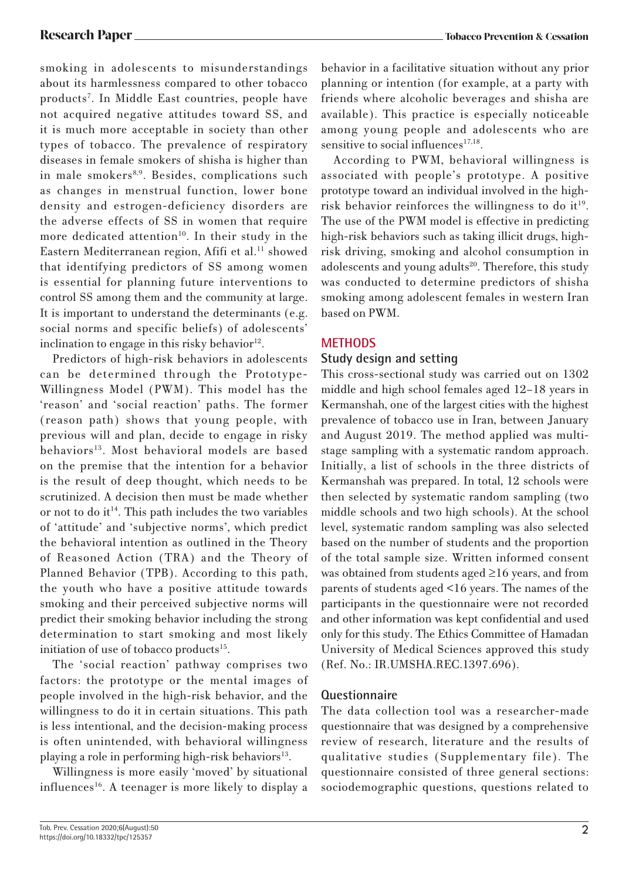smoking in adolescents to misunderstandings about its harmlessness compared to other tobacco products[7]. In Middle East countries, people have not acquired negative attitudes toward SS, and it is much more acceptable in society than other types of tobacco. The prevalence of respiratory diseases in female smokers of shisha is higher than in male smokers[8,9]. Besides, complications such as changes in menstrual function, lower bone density and estrogen-deficiency disorders are the adverse effects of SS in women that require more dedicated attention[10]. In their study in the Eastern Mediterranean region, Afifi et al.[11] showed that identifying predictors of SS among women is essential for planning future interventions to control SS among them and the community at large. It is important to understand the determinants (e.g. social norms and specific beliefs) of adolescents' inclination to engage in this risky behavior[12].

Predictors of high-risk behaviors in adolescents can be determined through the Prototype-Willingness Model (PWM). This model has the 'reason' and 'social reaction' paths. The former (reason path) shows that young people, with previous will and plan, decide to engage in risky behaviors[13]. Most behavioral models are based on the premise that the intention for a behavior is the result of deep thought, which needs to be scrutinized. A decision then must be made whether or not to do it[14]. This path includes the two variables of 'attitude' and 'subjective norms', which predict the behavioral intention as outlined in the Theory of Reasoned Action (TRA) and the Theory of Planned Behavior (TPB). According to this path, the youth who have a positive attitude towards smoking and their perceived subjective norms will predict their smoking behavior including the strong determination to start smoking and most likely initiation of use of tobacco products[15].

The 'social reaction' pathway comprises two factors: the prototype or the mental images of people involved in the high-risk behavior, and the willingness to do it in certain situations. This path is less intentional, and the decision-making process is often unintended, with behavioral willingness playing a role in performing high-risk behaviors[13].

Willingness is more easily 'moved' by situational influences[16]. A teenager is more likely to display a behavior in a facilitative situation without any prior planning or intention (for example, at a party with friends where alcoholic beverages and shisha are available). This practice is especially noticeable among young people and adolescents who are sensitive to social influences[17,18].

According to PWM, behavioral willingness is associated with people's prototype. A positive prototype toward an individual involved in the high-risk behavior reinforces the willingness to do it[19]. The use of the PWM model is effective in predicting high-risk behaviors such as taking illicit drugs, high-risk driving, smoking and alcohol consumption in adolescents and young adults[20]. Therefore, this study was conducted to determine predictors of shisha smoking among adolescent females in western Iran based on PWM.

## METHODS

### Study design and setting

This cross-sectional study was carried out on 1302 middle and high school females aged 12–18 years in Kermanshah, one of the largest cities with the highest prevalence of tobacco use in Iran, between January and August 2019. The method applied was multi-stage sampling with a systematic random approach. Initially, a list of schools in the three districts of Kermanshah was prepared. In total, 12 schools were then selected by systematic random sampling (two middle schools and two high schools). At the school level, systematic random sampling was also selected based on the number of students and the proportion of the total sample size. Written informed consent was obtained from students aged ≥16 years, and from parents of students aged <16 years. The names of the participants in the questionnaire were not recorded and other information was kept confidential and used only for this study. The Ethics Committee of Hamadan University of Medical Sciences approved this study (Ref. No.: IR.UMSHA.REC.1397.696).

### Questionnaire

The data collection tool was a researcher-made questionnaire that was designed by a comprehensive review of research, literature and the results of qualitative studies (Supplementary file). The questionnaire consisted of three general sections: sociodemographic questions, questions related to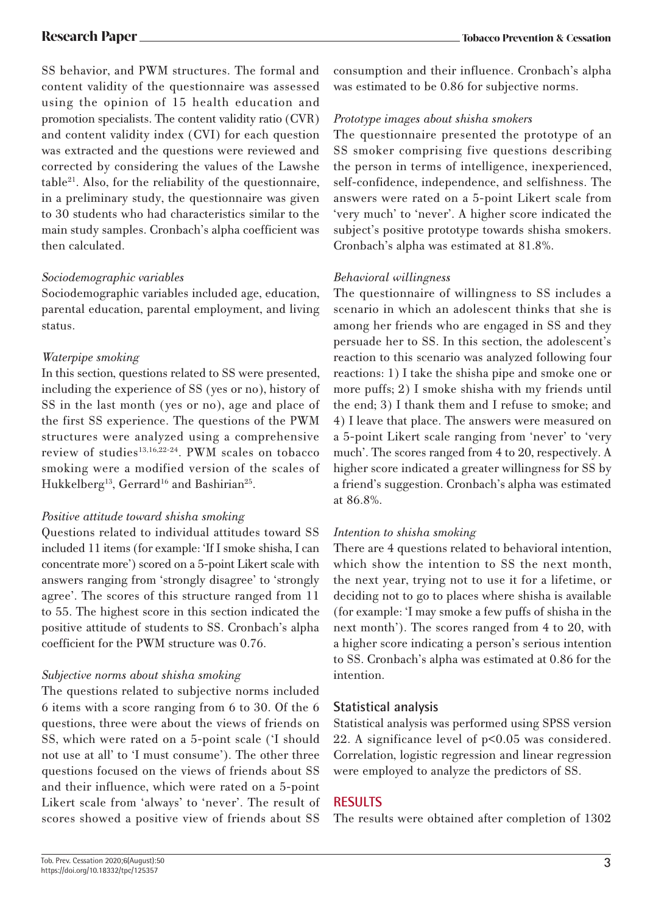SS behavior, and PWM structures. The formal and content validity of the questionnaire was assessed using the opinion of 15 health education and promotion specialists. The content validity ratio (CVR) and content validity index (CVI) for each question was extracted and the questions were reviewed and corrected by considering the values of the Lawshe table[21]. Also, for the reliability of the questionnaire, in a preliminary study, the questionnaire was given to 30 students who had characteristics similar to the main study samples. Cronbach's alpha coefficient was then calculated.

*Sociodemographic variables*

Sociodemographic variables included age, education, parental education, parental employment, and living status.

*Waterpipe smoking*

In this section, questions related to SS were presented, including the experience of SS (yes or no), history of SS in the last month (yes or no), age and place of the first SS experience. The questions of the PWM structures were analyzed using a comprehensive review of studies[13,16,22-24]. PWM scales on tobacco smoking were a modified version of the scales of Hukkelberg[13], Gerrard[16] and Bashirian[25].

*Positive attitude toward shisha smoking*

Questions related to individual attitudes toward SS included 11 items (for example: 'If I smoke shisha, I can concentrate more') scored on a 5-point Likert scale with answers ranging from 'strongly disagree' to 'strongly agree'. The scores of this structure ranged from 11 to 55. The highest score in this section indicated the positive attitude of students to SS. Cronbach's alpha coefficient for the PWM structure was 0.76.

*Subjective norms about shisha smoking*

The questions related to subjective norms included 6 items with a score ranging from 6 to 30. Of the 6 questions, three were about the views of friends on SS, which were rated on a 5-point scale ('I should not use at all' to 'I must consume'). The other three questions focused on the views of friends about SS and their influence, which were rated on a 5-point Likert scale from 'always' to 'never'. The result of scores showed a positive view of friends about SS consumption and their influence. Cronbach's alpha was estimated to be 0.86 for subjective norms.

*Prototype images about shisha smokers*

The questionnaire presented the prototype of an SS smoker comprising five questions describing the person in terms of intelligence, inexperienced, self-confidence, independence, and selfishness. The answers were rated on a 5-point Likert scale from 'very much' to 'never'. A higher score indicated the subject's positive prototype towards shisha smokers. Cronbach's alpha was estimated at 81.8%.

*Behavioral willingness*

The questionnaire of willingness to SS includes a scenario in which an adolescent thinks that she is among her friends who are engaged in SS and they persuade her to SS. In this section, the adolescent's reaction to this scenario was analyzed following four reactions: 1) I take the shisha pipe and smoke one or more puffs; 2) I smoke shisha with my friends until the end; 3) I thank them and I refuse to smoke; and 4) I leave that place. The answers were measured on a 5-point Likert scale ranging from 'never' to 'very much'. The scores ranged from 4 to 20, respectively. A higher score indicated a greater willingness for SS by a friend's suggestion. Cronbach's alpha was estimated at 86.8%.

*Intention to shisha smoking*

There are 4 questions related to behavioral intention, which show the intention to SS the next month, the next year, trying not to use it for a lifetime, or deciding not to go to places where shisha is available (for example: 'I may smoke a few puffs of shisha in the next month'). The scores ranged from 4 to 20, with a higher score indicating a person's serious intention to SS. Cronbach's alpha was estimated at 0.86 for the intention.

## Statistical analysis

Statistical analysis was performed using SPSS version 22. A significance level of $p<0.05$ was considered. Correlation, logistic regression and linear regression were employed to analyze the predictors of SS.

## RESULTS

The results were obtained after completion of 1302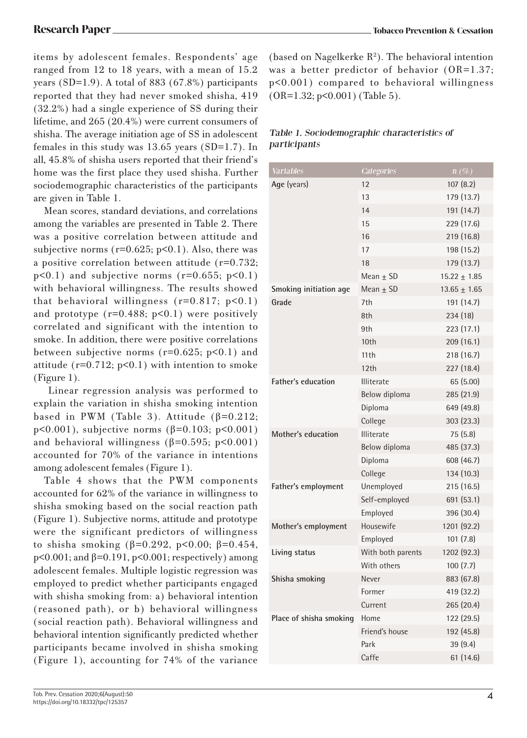items by adolescent females. Respondents' age ranged from 12 to 18 years, with a mean of 15.2 years (SD=1.9). A total of 883 (67.8%) participants reported that they had never smoked shisha, 419 (32.2%) had a single experience of SS during their lifetime, and 265 (20.4%) were current consumers of shisha. The average initiation age of SS in adolescent females in this study was 13.65 years (SD=1.7). In all, 45.8% of shisha users reported that their friend's home was the first place they used shisha. Further sociodemographic characteristics of the participants are given in Table 1.

Mean scores, standard deviations, and correlations among the variables are presented in Table 2. There was a positive correlation between attitude and subjective norms ($r=0.625$; $p<0.1$). Also, there was a positive correlation between attitude ($r=0.732$; $p<0.1$) and subjective norms ($r=0.655$; $p<0.1$) with behavioral willingness. The results showed that behavioral willingness ($r=0.817$; $p<0.1$) and prototype ($r=0.488$; $p<0.1$) were positively correlated and significant with the intention to smoke. In addition, there were positive correlations between subjective norms ($r=0.625$; $p<0.1$) and attitude ($r=0.712$; $p<0.1$) with intention to smoke (Figure 1).

Linear regression analysis was performed to explain the variation in shisha smoking intention based in PWM (Table 3). Attitude ($\beta=0.212$; $p<0.001$), subjective norms ($\beta=0.103$; $p<0.001$) and behavioral willingness ($\beta=0.595$; $p<0.001$) accounted for 70% of the variance in intentions among adolescent females (Figure 1).

Table 4 shows that the PWM components accounted for 62% of the variance in willingness to shisha smoking based on the social reaction path (Figure 1). Subjective norms, attitude and prototype were the significant predictors of willingness to shisha smoking ($\beta=0.292$, $p<0.00$; $\beta=0.454$, $p<0.001$; and $\beta=0.191$, $p<0.001$; respectively) among adolescent females. Multiple logistic regression was employed to predict whether participants engaged with shisha smoking from: a) behavioral intention (reasoned path), or b) behavioral willingness (social reaction path). Behavioral willingness and behavioral intention significantly predicted whether participants became involved in shisha smoking (Figure 1), accounting for 74% of the variance (based on Nagelkerke $R^2$). The behavioral intention was a better predictor of behavior (OR=1.37; $p<0.001$) compared to behavioral willingness (OR=1.32; $p<0.001$) (Table 5).

*Table 1. Sociodemographic characteristics of participants*

| Variables | Categories | n (%) |
|---|---|---|
| Age (years) | 12 | 107 (8.2) |
| | 13 | 179 (13.7) |
| | 14 | 191 (14.7) |
| | 15 | 229 (17.6) |
| | 16 | 219 (16.8) |
| | 17 | 198 (15.2) |
| | 18 | 179 (13.7) |
| | Mean ± SD | 15.22 ± 1.85 |
| Smoking initiation age | Mean ± SD | 13.65 ± 1.65 |
| Grade | 7th | 191 (14.7) |
| | 8th | 234 (18) |
| | 9th | 223 (17.1) |
| | 10th | 209 (16.1) |
| | 11th | 218 (16.7) |
| | 12th | 227 (18.4) |
| Father's education | Illiterate | 65 (5.00) |
| | Below diploma | 285 (21.9) |
| | Diploma | 649 (49.8) |
| | College | 303 (23.3) |
| Mother's education | Illiterate | 75 (5.8) |
| | Below diploma | 485 (37.3) |
| | Diploma | 608 (46.7) |
| | College | 134 (10.3) |
| Father's employment | Unemployed | 215 (16.5) |
| | Self-employed | 691 (53.1) |
| | Employed | 396 (30.4) |
| Mother's employment | Housewife | 1201 (92.2) |
| | Employed | 101 (7.8) |
| Living status | With both parents | 1202 (92.3) |
| | With others | 100 (7.7) |
| Shisha smoking | Never | 883 (67.8) |
| | Former | 419 (32.2) |
| | Current | 265 (20.4) |
| Place of shisha smoking | Home | 122 (29.5) |
| | Friend's house | 192 (45.8) |
| | Park | 39 (9.4) |
| | Caffe | 61 (14.6) |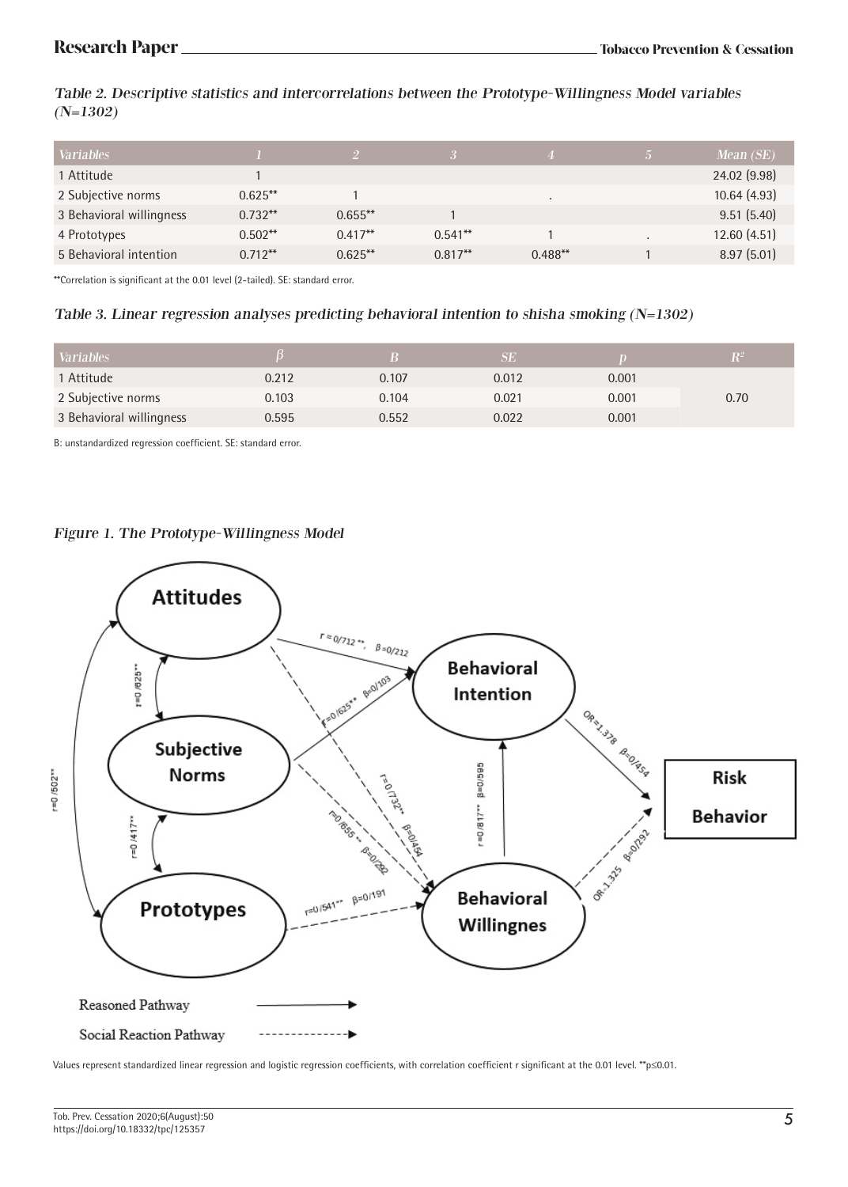*Table 2. Descriptive statistics and intercorrelations between the Prototype-Willingness Model variables (N=1302)*

| Variables | 1 | 2 | 3 | 4 | 5 | Mean (SE) |
|---|---|---|---|---|---|---|
| 1 Attitude | 1 | | | | | 24.02 (9.98) |
| 2 Subjective norms | 0.625** | 1 | | . | | 10.64 (4.93) |
| 3 Behavioral willingness | 0.732** | 0.655** | 1 | | | 9.51 (5.40) |
| 4 Prototypes | 0.502** | 0.417** | 0.541** | 1 | . | 12.60 (4.51) |
| 5 Behavioral intention | 0.712** | 0.625** | 0.817** | 0.488** | 1 | 8.97 (5.01) |

**Correlation is significant at the 0.01 level (2-tailed). SE: standard error.

*Table 3. Linear regression analyses predicting behavioral intention to shisha smoking (N=1302)*

| Variables | β | B | SE | p | $R^2$ |
|---|---|---|---|---|---|
| 1 Attitude | 0.212 | 0.107 | 0.012 | 0.001 | |
| 2 Subjective norms | 0.103 | 0.104 | 0.021 | 0.001 | 0.70 |
| 3 Behavioral willingness | 0.595 | 0.552 | 0.022 | 0.001 | |

B: unstandardized regression coefficient. SE: standard error.

*Figure 1. The Prototype-Willingness Model*

Values represent standardized linear regression and logistic regression coefficients, with correlation coefficient r significant at the 0.01 level. **p≤0.01.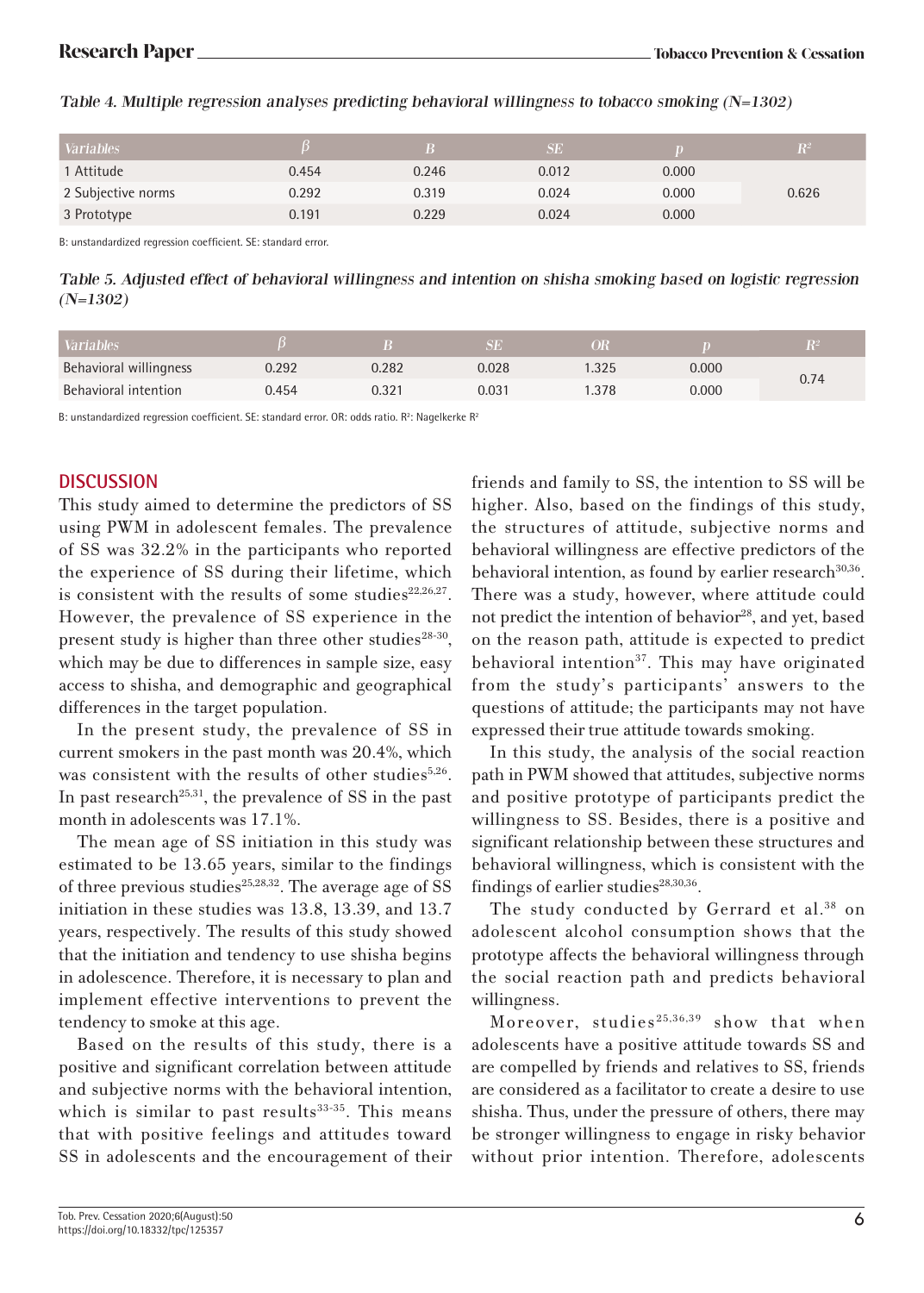*Table 4. Multiple regression analyses predicting behavioral willingness to tobacco smoking (N=1302)*

| Variables | β | B | SE | p | $R^2$ |
|---|---|---|---|---|---|
| 1 Attitude | 0.454 | 0.246 | 0.012 | 0.000 | 0.626 |
| 2 Subjective norms | 0.292 | 0.319 | 0.024 | 0.000 | |
| 3 Prototype | 0.191 | 0.229 | 0.024 | 0.000 | |

B: unstandardized regression coefficient. SE: standard error.

*Table 5. Adjusted effect of behavioral willingness and intention on shisha smoking based on logistic regression (N=1302)*

| Variables | β | B | SE | OR | p | $R^2$ |
|---|---|---|---|---|---|---|
| Behavioral willingness | 0.292 | 0.282 | 0.028 | 1.325 | 0.000 | 0.74 |
| Behavioral intention | 0.454 | 0.321 | 0.031 | 1.378 | 0.000 | |

B: unstandardized regression coefficient. SE: standard error. OR: odds ratio. $R^2$: Nagelkerke $R^2$

## DISCUSSION

This study aimed to determine the predictors of SS using PWM in adolescent females. The prevalence of SS was 32.2% in the participants who reported the experience of SS during their lifetime, which is consistent with the results of some studies[22,26,27]. However, the prevalence of SS experience in the present study is higher than three other studies[28-30], which may be due to differences in sample size, easy access to shisha, and demographic and geographical differences in the target population.

In the present study, the prevalence of SS in current smokers in the past month was 20.4%, which was consistent with the results of other studies[5,26]. In past research[25,31], the prevalence of SS in the past month in adolescents was 17.1%.

The mean age of SS initiation in this study was estimated to be 13.65 years, similar to the findings of three previous studies[25,28,32]. The average age of SS initiation in these studies was 13.8, 13.39, and 13.7 years, respectively. The results of this study showed that the initiation and tendency to use shisha begins in adolescence. Therefore, it is necessary to plan and implement effective interventions to prevent the tendency to smoke at this age.

Based on the results of this study, there is a positive and significant correlation between attitude and subjective norms with the behavioral intention, which is similar to past results[33-35]. This means that with positive feelings and attitudes toward SS in adolescents and the encouragement of their friends and family to SS, the intention to SS will be higher. Also, based on the findings of this study, the structures of attitude, subjective norms and behavioral willingness are effective predictors of the behavioral intention, as found by earlier research[30,36]. There was a study, however, where attitude could not predict the intention of behavior[28], and yet, based on the reason path, attitude is expected to predict behavioral intention[37]. This may have originated from the study's participants' answers to the questions of attitude; the participants may not have expressed their true attitude towards smoking.

In this study, the analysis of the social reaction path in PWM showed that attitudes, subjective norms and positive prototype of participants predict the willingness to SS. Besides, there is a positive and significant relationship between these structures and behavioral willingness, which is consistent with the findings of earlier studies[28,30,36].

The study conducted by Gerrard et al.[38] on adolescent alcohol consumption shows that the prototype affects the behavioral willingness through the social reaction path and predicts behavioral willingness.

Moreover, studies[25,36,39] show that when adolescents have a positive attitude towards SS and are compelled by friends and relatives to SS, friends are considered as a facilitator to create a desire to use shisha. Thus, under the pressure of others, there may be stronger willingness to engage in risky behavior without prior intention. Therefore, adolescents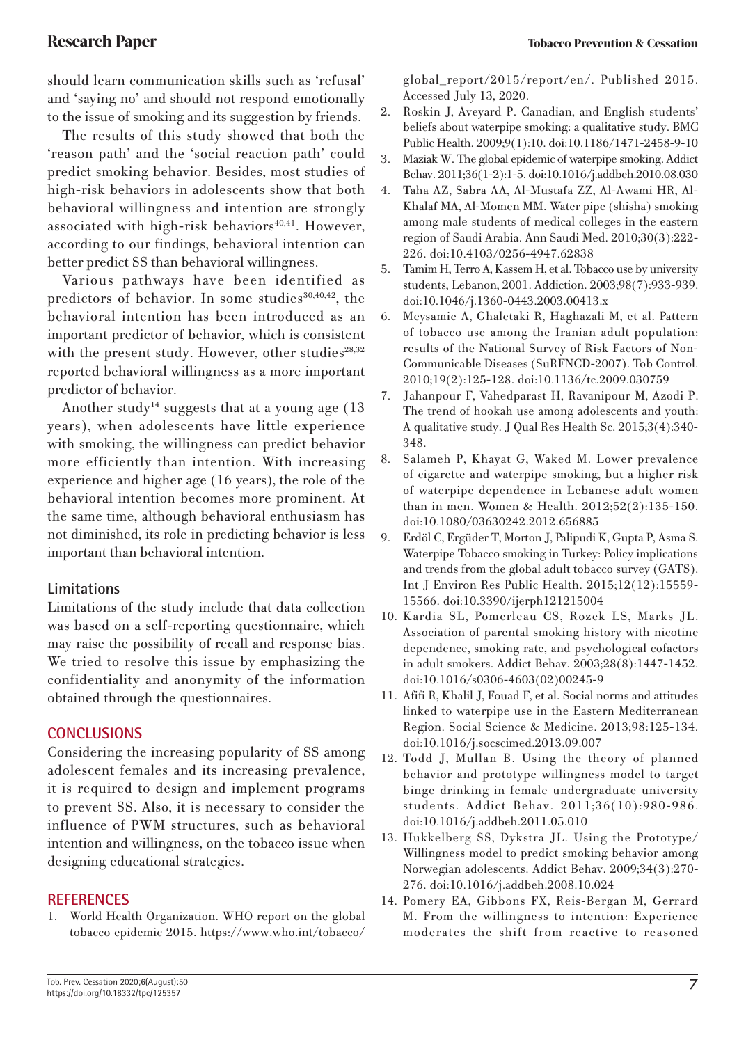should learn communication skills such as 'refusal' and 'saying no' and should not respond emotionally to the issue of smoking and its suggestion by friends.

The results of this study showed that both the 'reason path' and the 'social reaction path' could predict smoking behavior. Besides, most studies of high-risk behaviors in adolescents show that both behavioral willingness and intention are strongly associated with high-risk behaviors[40,41]. However, according to our findings, behavioral intention can better predict SS than behavioral willingness.

Various pathways have been identified as predictors of behavior. In some studies[30,40,42], the behavioral intention has been introduced as an important predictor of behavior, which is consistent with the present study. However, other studies[28,32] reported behavioral willingness as a more important predictor of behavior.

Another study[14] suggests that at a young age (13 years), when adolescents have little experience with smoking, the willingness can predict behavior more efficiently than intention. With increasing experience and higher age (16 years), the role of the behavioral intention becomes more prominent. At the same time, although behavioral enthusiasm has not diminished, its role in predicting behavior is less important than behavioral intention.

### Limitations

Limitations of the study include that data collection was based on a self-reporting questionnaire, which may raise the possibility of recall and response bias. We tried to resolve this issue by emphasizing the confidentiality and anonymity of the information obtained through the questionnaires.

## CONCLUSIONS

Considering the increasing popularity of SS among adolescent females and its increasing prevalence, it is required to design and implement programs to prevent SS. Also, it is necessary to consider the influence of PWM structures, such as behavioral intention and willingness, on the tobacco issue when designing educational strategies.

## REFERENCES

1. World Health Organization. WHO report on the global tobacco epidemic 2015. https://www.who.int/tobacco/global_report/2015/report/en/. Published 2015. Accessed July 13, 2020.
2. Roskin J, Aveyard P. Canadian, and English students' beliefs about waterpipe smoking: a qualitative study. BMC Public Health. 2009;9(1):10. doi:10.1186/1471-2458-9-10
3. Maziak W. The global epidemic of waterpipe smoking. Addict Behav. 2011;36(1-2):1-5. doi:10.1016/j.addbeh.2010.08.030
4. Taha AZ, Sabra AA, Al-Mustafa ZZ, Al-Awami HR, Al-Khalaf MA, Al-Momen MM. Water pipe (shisha) smoking among male students of medical colleges in the eastern region of Saudi Arabia. Ann Saudi Med. 2010;30(3):222-226. doi:10.4103/0256-4947.62838
5. Tamim H, Terro A, Kassem H, et al. Tobacco use by university students, Lebanon, 2001. Addiction. 2003;98(7):933-939. doi:10.1046/j.1360-0443.2003.00413.x
6. Meysamie A, Ghaletaki R, Haghazali M, et al. Pattern of tobacco use among the Iranian adult population: results of the National Survey of Risk Factors of Non-Communicable Diseases (SuRFNCD-2007). Tob Control. 2010;19(2):125-128. doi:10.1136/tc.2009.030759
7. Jahanpour F, Vahedparast H, Ravanipour M, Azodi P. The trend of hookah use among adolescents and youth: A qualitative study. J Qual Res Health Sc. 2015;3(4):340-348.
8. Salameh P, Khayat G, Waked M. Lower prevalence of cigarette and waterpipe smoking, but a higher risk of waterpipe dependence in Lebanese adult women than in men. Women & Health. 2012;52(2):135-150. doi:10.1080/03630242.2012.656885
9. Erdöl C, Ergüder T, Morton J, Palipudi K, Gupta P, Asma S. Waterpipe Tobacco smoking in Turkey: Policy implications and trends from the global adult tobacco survey (GATS). Int J Environ Res Public Health. 2015;12(12):15559-15566. doi:10.3390/ijerph121215004
10. Kardia SL, Pomerleau CS, Rozek LS, Marks JL. Association of parental smoking history with nicotine dependence, smoking rate, and psychological cofactors in adult smokers. Addict Behav. 2003;28(8):1447-1452. doi:10.1016/s0306-4603(02)00245-9
11. Afifi R, Khalil J, Fouad F, et al. Social norms and attitudes linked to waterpipe use in the Eastern Mediterranean Region. Social Science & Medicine. 2013;98:125-134. doi:10.1016/j.socscimed.2013.09.007
12. Todd J, Mullan B. Using the theory of planned behavior and prototype willingness model to target binge drinking in female undergraduate university students. Addict Behav. 2011;36(10):980-986. doi:10.1016/j.addbeh.2011.05.010
13. Hukkelberg SS, Dykstra JL. Using the Prototype/Willingness model to predict smoking behavior among Norwegian adolescents. Addict Behav. 2009;34(3):270-276. doi:10.1016/j.addbeh.2008.10.024
14. Pomery EA, Gibbons FX, Reis-Bergan M, Gerrard M. From the willingness to intention: Experience moderates the shift from reactive to reasoned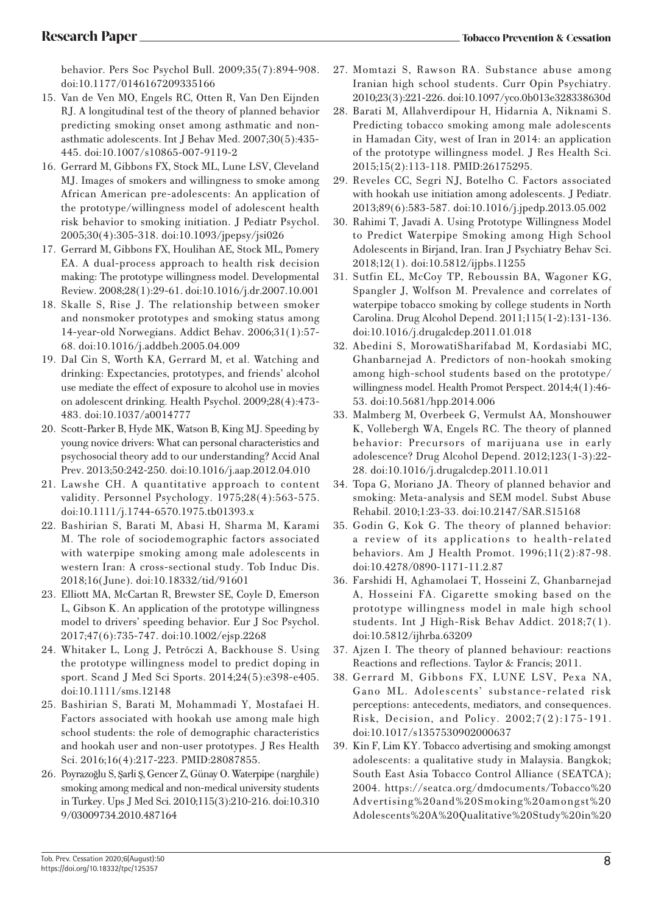behavior. Pers Soc Psychol Bull. 2009;35(7):894-908. doi:10.1177/0146167209335166

15. Van de Ven MO, Engels RC, Otten R, Van Den Eijnden RJ. A longitudinal test of the theory of planned behavior predicting smoking onset among asthmatic and non-asthmatic adolescents. Int J Behav Med. 2007;30(5):435-445. doi:10.1007/s10865-007-9119-2
16. Gerrard M, Gibbons FX, Stock ML, Lune LSV, Cleveland MJ. Images of smokers and willingness to smoke among African American pre-adolescents: An application of the prototype/willingness model of adolescent health risk behavior to smoking initiation. J Pediatr Psychol. 2005;30(4):305-318. doi:10.1093/jpepsy/jsi026
17. Gerrard M, Gibbons FX, Houlihan AE, Stock ML, Pomery EA. A dual-process approach to health risk decision making: The prototype willingness model. Developmental Review. 2008;28(1):29-61. doi:10.1016/j.dr.2007.10.001
18. Skalle S, Rise J. The relationship between smoker and nonsmoker prototypes and smoking status among 14-year-old Norwegians. Addict Behav. 2006;31(1):57-68. doi:10.1016/j.addbeh.2005.04.009
19. Dal Cin S, Worth KA, Gerrard M, et al. Watching and drinking: Expectancies, prototypes, and friends' alcohol use mediate the effect of exposure to alcohol use in movies on adolescent drinking. Health Psychol. 2009;28(4):473-483. doi:10.1037/a0014777
20. Scott-Parker B, Hyde MK, Watson B, King MJ. Speeding by young novice drivers: What can personal characteristics and psychosocial theory add to our understanding? Accid Anal Prev. 2013;50:242-250. doi:10.1016/j.aap.2012.04.010
21. Lawshe CH. A quantitative approach to content validity. Personnel Psychology. 1975;28(4):563-575. doi:10.1111/j.1744-6570.1975.tb01393.x
22. Bashirian S, Barati M, Abasi H, Sharma M, Karami M. The role of sociodemographic factors associated with waterpipe smoking among male adolescents in western Iran: A cross-sectional study. Tob Induc Dis. 2018;16(June). doi:10.18332/tid/91601
23. Elliott MA, McCartan R, Brewster SE, Coyle D, Emerson L, Gibson K. An application of the prototype willingness model to drivers' speeding behavior. Eur J Soc Psychol. 2017;47(6):735-747. doi:10.1002/ejsp.2268
24. Whitaker L, Long J, Petróczi A, Backhouse S. Using the prototype willingness model to predict doping in sport. Scand J Med Sci Sports. 2014;24(5):e398-e405. doi:10.1111/sms.12148
25. Bashirian S, Barati M, Mohammadi Y, Mostafaei H. Factors associated with hookah use among male high school students: the role of demographic characteristics and hookah user and non-user prototypes. J Res Health Sci. 2016;16(4):217-223. PMID:28087855.
26. Poyrazoğlu S, Şarli Ş, Gencer Z, Günay O. Waterpipe (narghile) smoking among medical and non-medical university students in Turkey. Ups J Med Sci. 2010;115(3):210-216. doi:10.3109/03009734.2010.487164
27. Momtazi S, Rawson RA. Substance abuse among Iranian high school students. Curr Opin Psychiatry. 2010;23(3):221-226. doi:10.1097/yco.0b013e328338630d
28. Barati M, Allahverdipour H, Hidarnia A, Niknami S. Predicting tobacco smoking among male adolescents in Hamadan City, west of Iran in 2014: an application of the prototype willingness model. J Res Health Sci. 2015;15(2):113-118. PMID:26175295.
29. Reveles CC, Segri NJ, Botelho C. Factors associated with hookah use initiation among adolescents. J Pediatr. 2013;89(6):583-587. doi:10.1016/j.jpedp.2013.05.002
30. Rahimi T, Javadi A. Using Prototype Willingness Model to Predict Waterpipe Smoking among High School Adolescents in Birjand, Iran. Iran J Psychiatry Behav Sci. 2018;12(1). doi:10.5812/ijpbs.11255
31. Sutfin EL, McCoy TP, Reboussin BA, Wagoner KG, Spangler J, Wolfson M. Prevalence and correlates of waterpipe tobacco smoking by college students in North Carolina. Drug Alcohol Depend. 2011;115(1-2):131-136. doi:10.1016/j.drugalcdep.2011.01.018
32. Abedini S, MorowatiSharifabad M, Kordasiabi MC, Ghanbarnejad A. Predictors of non-hookah smoking among high-school students based on the prototype/willingness model. Health Promot Perspect. 2014;4(1):46-53. doi:10.5681/hpp.2014.006
33. Malmberg M, Overbeek G, Vermulst AA, Monshouwer K, Vollebergh WA, Engels RC. The theory of planned behavior: Precursors of marijuana use in early adolescence? Drug Alcohol Depend. 2012;123(1-3):22-28. doi:10.1016/j.drugalcdep.2011.10.011
34. Topa G, Moriano JA. Theory of planned behavior and smoking: Meta-analysis and SEM model. Subst Abuse Rehabil. 2010;1:23-33. doi:10.2147/SAR.S15168
35. Godin G, Kok G. The theory of planned behavior: a review of its applications to health-related behaviors. Am J Health Promot. 1996;11(2):87-98. doi:10.4278/0890-1171-11.2.87
36. Farshidi H, Aghamolaei T, Hosseini Z, Ghanbarnejad A, Hosseini FA. Cigarette smoking based on the prototype willingness model in male high school students. Int J High-Risk Behav Addict. 2018;7(1). doi:10.5812/ijhrba.63209
37. Ajzen I. The theory of planned behaviour: reactions Reactions and reflections. Taylor & Francis; 2011.
38. Gerrard M, Gibbons FX, LUNE LSV, Pexa NA, Gano ML. Adolescents' substance-related risk perceptions: antecedents, mediators, and consequences. Risk, Decision, and Policy. 2002;7(2):175-191. doi:10.1017/s1357530902000637
39. Kin F, Lim KY. Tobacco advertising and smoking amongst adolescents: a qualitative study in Malaysia. Bangkok; South East Asia Tobacco Control Alliance (SEATCA); 2004. https://seatca.org/dmdocuments/Tobacco%20Advertising%20and%20Smoking%20amongst%20Adolescents%20A%20Qualitative%20Study%20in%20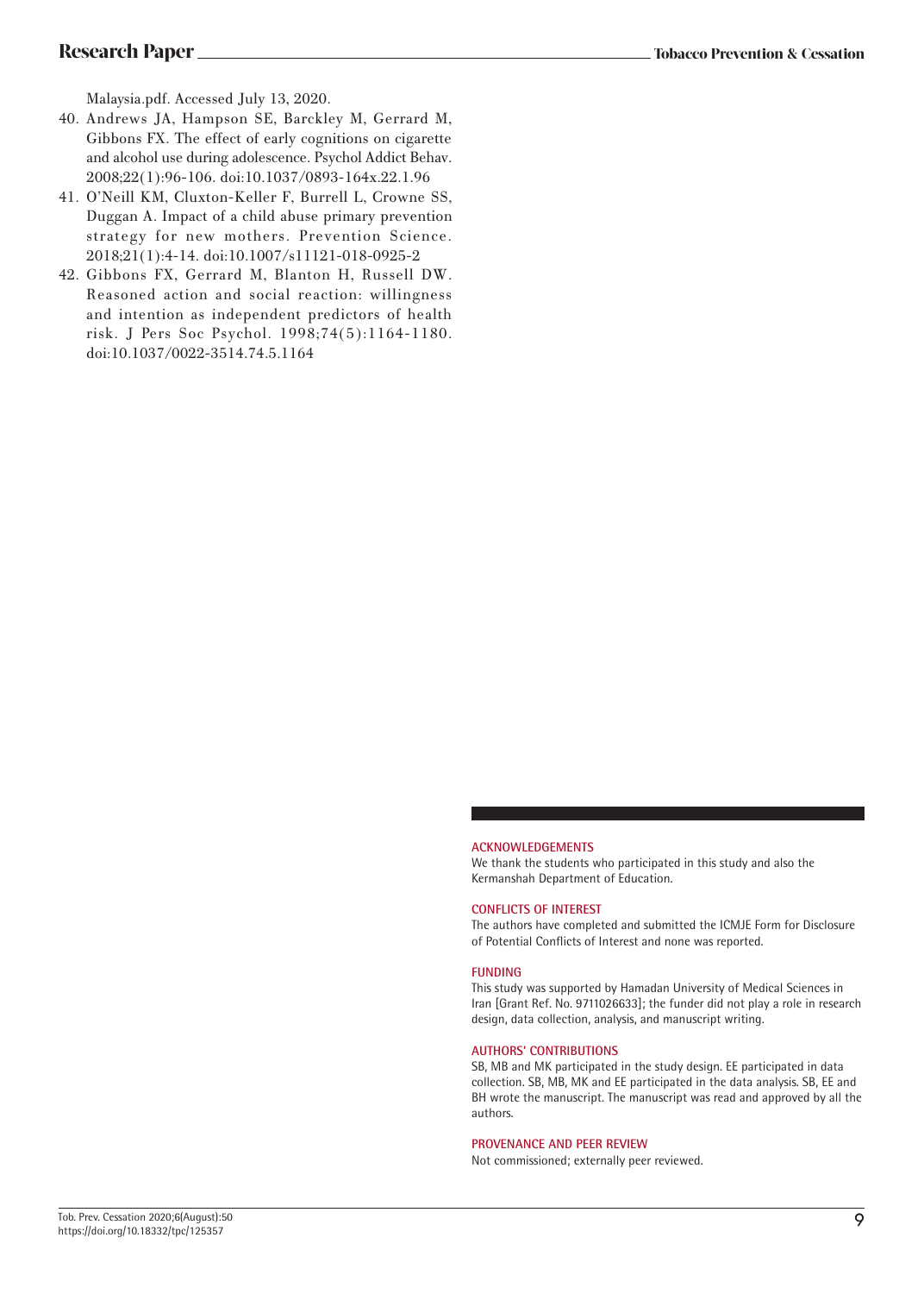Malaysia.pdf. Accessed July 13, 2020.

40. Andrews JA, Hampson SE, Barckley M, Gerrard M, Gibbons FX. The effect of early cognitions on cigarette and alcohol use during adolescence. Psychol Addict Behav. 2008;22(1):96-106. doi:10.1037/0893-164x.22.1.96
41. O'Neill KM, Cluxton-Keller F, Burrell L, Crowne SS, Duggan A. Impact of a child abuse primary prevention strategy for new mothers. Prevention Science. 2018;21(1):4-14. doi:10.1007/s11121-018-0925-2
42. Gibbons FX, Gerrard M, Blanton H, Russell DW. Reasoned action and social reaction: willingness and intention as independent predictors of health risk. J Pers Soc Psychol. 1998;74(5):1164-1180. doi:10.1037/0022-3514.74.5.1164

### ACKNOWLEDGEMENTS

We thank the students who participated in this study and also the Kermanshah Department of Education.

### CONFLICTS OF INTEREST

The authors have completed and submitted the ICMJE Form for Disclosure of Potential Conflicts of Interest and none was reported.

### FUNDING

This study was supported by Hamadan University of Medical Sciences in Iran [Grant Ref. No. 9711026633]; the funder did not play a role in research design, data collection, analysis, and manuscript writing.

### AUTHORS' CONTRIBUTIONS

SB, MB and MK participated in the study design. EE participated in data collection. SB, MB, MK and EE participated in the data analysis. SB, EE and BH wrote the manuscript. The manuscript was read and approved by all the authors.

### PROVENANCE AND PEER REVIEW

Not commissioned; externally peer reviewed.